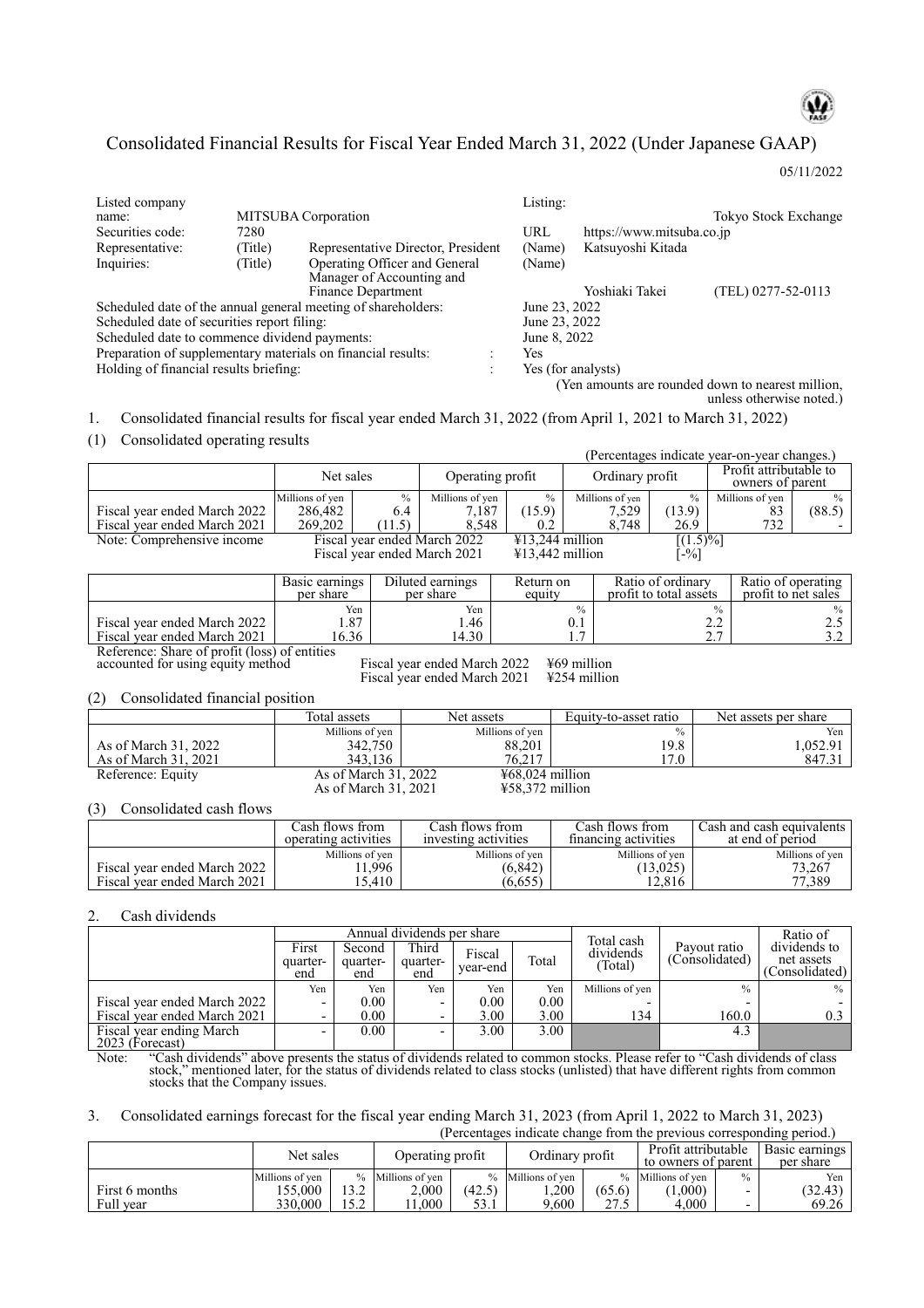# Consolidated Financial Results for Fiscal Year Ended March 31, 2022 (Under Japanese GAAP)

05/11/2022

| | | | | | |
|---|---|---|---|---|---|
| Listed company name: | MITSUBA Corporation | | Listing: | | Tokyo Stock Exchange |
| Securities code: | 7280 | | URL | https://www.mitsuba.co.jp | |
| Representative: | (Title) | Representative Director, President | (Name) | Katsuyoshi Kitada | |
| Inquiries: | (Title) | Operating Officer and General Manager of Accounting and Finance Department | (Name) | Yoshiaki Takei | (TEL) 0277-52-0113 |

Scheduled date of the annual general meeting of shareholders: June 23, 2022

Scheduled date of securities report filing: June 23, 2022

Scheduled date to commence dividend payments: June 8, 2022

Preparation of supplementary materials on financial results: Yes

Holding of financial results briefing: Yes (for analysts)

(Yen amounts are rounded down to nearest million, unless otherwise noted.)

1. Consolidated financial results for fiscal year ended March 31, 2022 (from April 1, 2021 to March 31, 2022)

(1) Consolidated operating results

(Percentages indicate year-on-year changes.)

| | Net sales | | Operating profit | | Ordinary profit | | Profit attributable to owners of parent | |
|---|---|---|---|---|---|---|---|---|
| | Millions of yen | % | Millions of yen | % | Millions of yen | % | Millions of yen | % |
| Fiscal year ended March 2022 | 286,482 | 6.4 | 7,187 | (15.9) | 7,529 | (13.9) | 83 | (88.5) |
| Fiscal year ended March 2021 | 269,202 | (11.5) | 8,548 | 0.2 | 8,748 | 26.9 | 732 | - |

Note: Comprehensive income
Fiscal year ended March 2022 ¥13,244 million [(1.5)%]
Fiscal year ended March 2021 ¥13,442 million [-%]

| | Basic earnings per share | Diluted earnings per share | Return on equity | Ratio of ordinary profit to total assets | Ratio of operating profit to net sales |
|---|---|---|---|---|---|
| | Yen | Yen | % | % | % |
| Fiscal year ended March 2022 | 1.87 | 1.46 | 0.1 | 2.2 | 2.5 |
| Fiscal year ended March 2021 | 16.36 | 14.30 | 1.7 | 2.7 | 3.2 |

Reference: Share of profit (loss) of entities accounted for using equity method
Fiscal year ended March 2022 ¥69 million
Fiscal year ended March 2021 ¥254 million

(2) Consolidated financial position

| | Total assets | Net assets | Equity-to-asset ratio | Net assets per share |
|---|---|---|---|---|
| | Millions of yen | Millions of yen | % | Yen |
| As of March 31, 2022 | 342,750 | 88,201 | 19.8 | 1,052.91 |
| As of March 31, 2021 | 343,136 | 76,217 | 17.0 | 847.31 |

Reference: Equity
As of March 31, 2022 ¥68,024 million
As of March 31, 2021 ¥58,372 million

(3) Consolidated cash flows

| | Cash flows from operating activities | Cash flows from investing activities | Cash flows from financing activities | Cash and cash equivalents at end of period |
|---|---|---|---|---|
| | Millions of yen | Millions of yen | Millions of yen | Millions of yen |
| Fiscal year ended March 2022 | 11,996 | (6,842) | (13,025) | 73,267 |
| Fiscal year ended March 2021 | 15,410 | (6,655) | 12,816 | 77,389 |

2. Cash dividends

| | Annual dividends per share | | | | | Total cash dividends (Total) | Payout ratio (Consolidated) | Ratio of dividends to net assets (Consolidated) |
|---|---|---|---|---|---|---|---|---|
| | First quarter-end | Second quarter-end | Third quarter-end | Fiscal year-end | Total | | | |
| | Yen | Yen | Yen | Yen | Yen | Millions of yen | % | % |
| Fiscal year ended March 2022 | - | 0.00 | - | 0.00 | 0.00 | - | - | - |
| Fiscal year ended March 2021 | - | 0.00 | - | 3.00 | 3.00 | 134 | 160.0 | 0.3 |
| Fiscal year ending March 2023 (Forecast) | - | 0.00 | - | 3.00 | 3.00 | | 4.3 | |

Note: "Cash dividends" above presents the status of dividends related to common stocks. Please refer to "Cash dividends of class stock," mentioned later, for the status of dividends related to class stocks (unlisted) that have different rights from common stocks that the Company issues.

3. Consolidated earnings forecast for the fiscal year ending March 31, 2023 (from April 1, 2022 to March 31, 2023)

(Percentages indicate change from the previous corresponding period.)

| | Net sales | | Operating profit | | Ordinary profit | | Profit attributable to owners of parent | | Basic earnings per share |
|---|---|---|---|---|---|---|---|---|---|
| | Millions of yen | % | Millions of yen | % | Millions of yen | % | Millions of yen | % | Yen |
| First 6 months | 155,000 | 13.2 | 2,000 | (42.5) | 1,200 | (65.6) | (1,000) | - | (32.43) |
| Full year | 330,000 | 15.2 | 11,000 | 53.1 | 9,600 | 27.5 | 4,000 | - | 69.26 |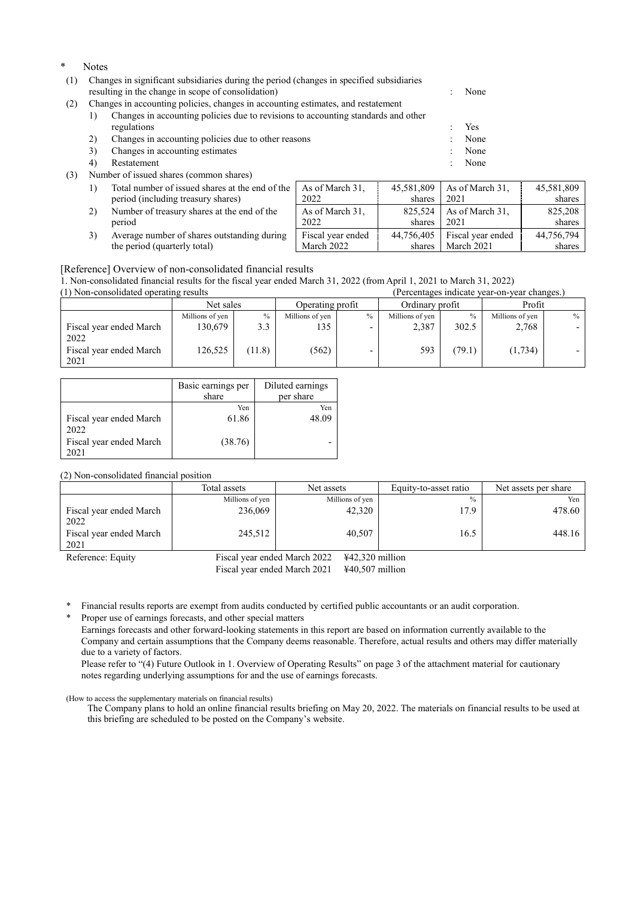\* Notes

(1) Changes in significant subsidiaries during the period (changes in specified subsidiaries resulting in the change in scope of consolidation) : None

(2) Changes in accounting policies, changes in accounting estimates, and restatement

1) Changes in accounting policies due to revisions to accounting standards and other regulations : Yes
2) Changes in accounting policies due to other reasons : None
3) Changes in accounting estimates : None
4) Restatement : None

(3) Number of issued shares (common shares)

| | | | | |
|---|---|---|---|---|
| 1) Total number of issued shares at the end of the period (including treasury shares) | As of March 31, 2022 | 45,581,809 shares | As of March 31, 2021 | 45,581,809 shares |
| 2) Number of treasury shares at the end of the period | As of March 31, 2022 | 825,524 shares | As of March 31, 2021 | 825,208 shares |
| 3) Average number of shares outstanding during the period (quarterly total) | Fiscal year ended March 2022 | 44,756,405 shares | Fiscal year ended March 2021 | 44,756,794 shares |

[Reference] Overview of non-consolidated financial results

1. Non-consolidated financial results for the fiscal year ended March 31, 2022 (from April 1, 2021 to March 31, 2022)

(1) Non-consolidated operating results (Percentages indicate year-on-year changes.)

| | Net sales | | Operating profit | | Ordinary profit | | Profit | |
|---|---|---|---|---|---|---|---|---|
| | Millions of yen | % | Millions of yen | % | Millions of yen | % | Millions of yen | % |
| Fiscal year ended March 2022 | 130,679 | 3.3 | 135 | - | 2,387 | 302.5 | 2,768 | - |
| Fiscal year ended March 2021 | 126,525 | (11.8) | (562) | - | 593 | (79.1) | (1,734) | - |

| | Basic earnings per share | Diluted earnings per share |
|---|---|---|
| | Yen | Yen |
| Fiscal year ended March 2022 | 61.86 | 48.09 |
| Fiscal year ended March 2021 | (38.76) | - |

(2) Non-consolidated financial position

| | Total assets | Net assets | Equity-to-asset ratio | Net assets per share |
|---|---|---|---|---|
| | Millions of yen | Millions of yen | % | Yen |
| Fiscal year ended March 2022 | 236,069 | 42,320 | 17.9 | 478.60 |
| Fiscal year ended March 2021 | 245,512 | 40,507 | 16.5 | 448.16 |

Reference: Equity Fiscal year ended March 2022 ¥42,320 million
Fiscal year ended March 2021 ¥40,507 million

\* Financial results reports are exempt from audits conducted by certified public accountants or an audit corporation.

\* Proper use of earnings forecasts, and other special matters

Earnings forecasts and other forward-looking statements in this report are based on information currently available to the Company and certain assumptions that the Company deems reasonable. Therefore, actual results and others may differ materially due to a variety of factors.

Please refer to "(4) Future Outlook in 1. Overview of Operating Results" on page 3 of the attachment material for cautionary notes regarding underlying assumptions for and the use of earnings forecasts.

(How to access the supplementary materials on financial results)

The Company plans to hold an online financial results briefing on May 20, 2022. The materials on financial results to be used at this briefing are scheduled to be posted on the Company's website.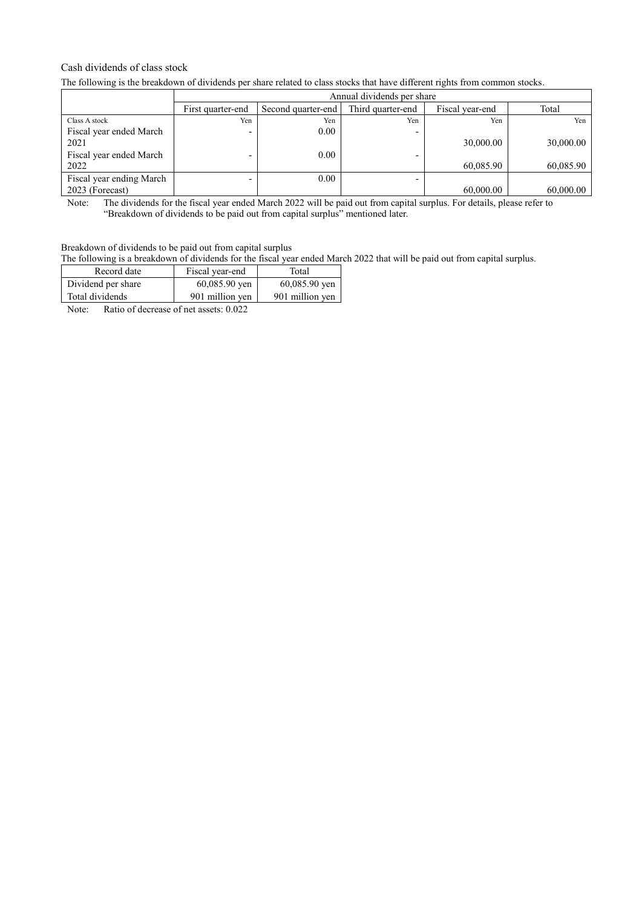Cash dividends of class stock

The following is the breakdown of dividends per share related to class stocks that have different rights from common stocks.

| | Annual dividends per share | | | | |
|---|---|---|---|---|---|
| | First quarter-end | Second quarter-end | Third quarter-end | Fiscal year-end | Total |
| Class A stock | Yen | Yen | Yen | Yen | Yen |
| Fiscal year ended March 2021 | - | 0.00 | - | 30,000.00 | 30,000.00 |
| Fiscal year ended March 2022 | - | 0.00 | - | 60,085.90 | 60,085.90 |
| Fiscal year ending March 2023 (Forecast) | - | 0.00 | - | 60,000.00 | 60,000.00 |

Note: The dividends for the fiscal year ended March 2022 will be paid out from capital surplus. For details, please refer to "Breakdown of dividends to be paid out from capital surplus" mentioned later.

Breakdown of dividends to be paid out from capital surplus

The following is a breakdown of dividends for the fiscal year ended March 2022 that will be paid out from capital surplus.

| Record date | Fiscal year-end | Total |
|---|---|---|
| Dividend per share | 60,085.90 yen | 60,085.90 yen |
| Total dividends | 901 million yen | 901 million yen |

Note: Ratio of decrease of net assets: 0.022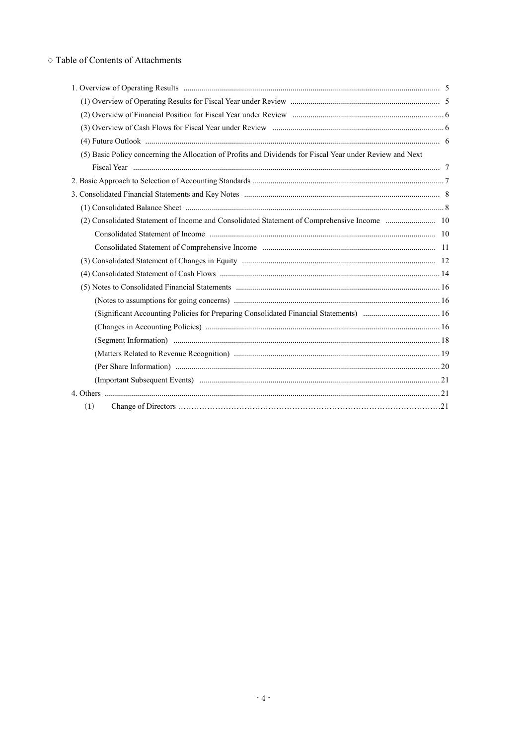○ Table of Contents of Attachments

1. Overview of Operating Results ..... 5
   - (1) Overview of Operating Results for Fiscal Year under Review ..... 5
   - (2) Overview of Financial Position for Fiscal Year under Review ..... 6
   - (3) Overview of Cash Flows for Fiscal Year under Review ..... 6
   - (4) Future Outlook ..... 6
   - (5) Basic Policy concerning the Allocation of Profits and Dividends for Fiscal Year under Review and Next Fiscal Year ..... 7
2. Basic Approach to Selection of Accounting Standards ..... 7
3. Consolidated Financial Statements and Key Notes ..... 8
   - (1) Consolidated Balance Sheet ..... 8
   - (2) Consolidated Statement of Income and Consolidated Statement of Comprehensive Income ..... 10
     - Consolidated Statement of Income ..... 10
     - Consolidated Statement of Comprehensive Income ..... 11
   - (3) Consolidated Statement of Changes in Equity ..... 12
   - (4) Consolidated Statement of Cash Flows ..... 14
   - (5) Notes to Consolidated Financial Statements ..... 16
     - (Notes to assumptions for going concerns) ..... 16
     - (Significant Accounting Policies for Preparing Consolidated Financial Statements) ..... 16
     - (Changes in Accounting Policies) ..... 16
     - (Segment Information) ..... 18
     - (Matters Related to Revenue Recognition) ..... 19
     - (Per Share Information) ..... 20
     - (Important Subsequent Events) ..... 21
4. Others ..... 21
   - (1) Change of Directors ..... 21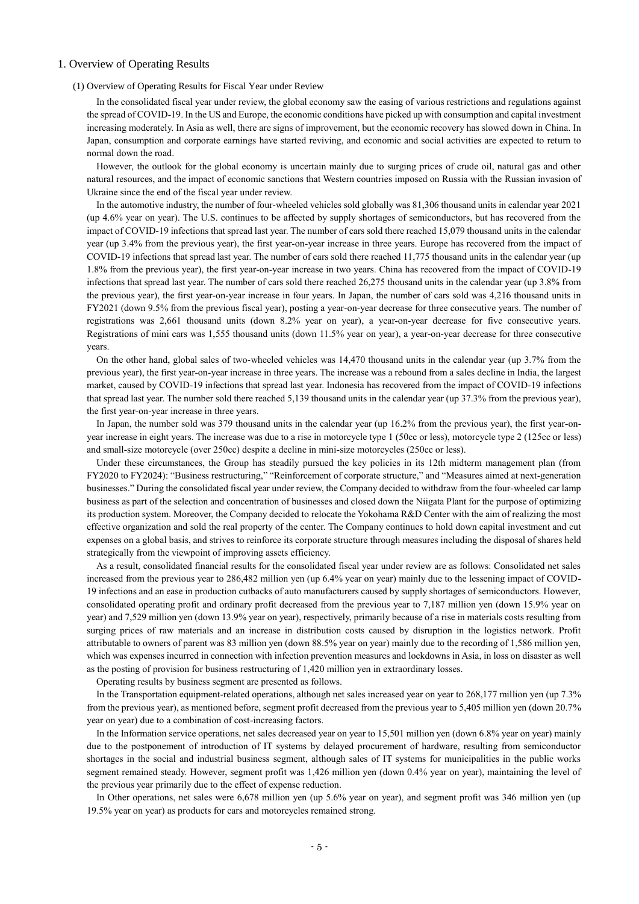# 1. Overview of Operating Results

## (1) Overview of Operating Results for Fiscal Year under Review

In the consolidated fiscal year under review, the global economy saw the easing of various restrictions and regulations against the spread of COVID-19. In the US and Europe, the economic conditions have picked up with consumption and capital investment increasing moderately. In Asia as well, there are signs of improvement, but the economic recovery has slowed down in China. In Japan, consumption and corporate earnings have started reviving, and economic and social activities are expected to return to normal down the road.

However, the outlook for the global economy is uncertain mainly due to surging prices of crude oil, natural gas and other natural resources, and the impact of economic sanctions that Western countries imposed on Russia with the Russian invasion of Ukraine since the end of the fiscal year under review.

In the automotive industry, the number of four-wheeled vehicles sold globally was 81,306 thousand units in calendar year 2021 (up 4.6% year on year). The U.S. continues to be affected by supply shortages of semiconductors, but has recovered from the impact of COVID-19 infections that spread last year. The number of cars sold there reached 15,079 thousand units in the calendar year (up 3.4% from the previous year), the first year-on-year increase in three years. Europe has recovered from the impact of COVID-19 infections that spread last year. The number of cars sold there reached 11,775 thousand units in the calendar year (up 1.8% from the previous year), the first year-on-year increase in two years. China has recovered from the impact of COVID-19 infections that spread last year. The number of cars sold there reached 26,275 thousand units in the calendar year (up 3.8% from the previous year), the first year-on-year increase in four years. In Japan, the number of cars sold was 4,216 thousand units in FY2021 (down 9.5% from the previous fiscal year), posting a year-on-year decrease for three consecutive years. The number of registrations was 2,661 thousand units (down 8.2% year on year), a year-on-year decrease for five consecutive years. Registrations of mini cars was 1,555 thousand units (down 11.5% year on year), a year-on-year decrease for three consecutive years.

On the other hand, global sales of two-wheeled vehicles was 14,470 thousand units in the calendar year (up 3.7% from the previous year), the first year-on-year increase in three years. The increase was a rebound from a sales decline in India, the largest market, caused by COVID-19 infections that spread last year. Indonesia has recovered from the impact of COVID-19 infections that spread last year. The number sold there reached 5,139 thousand units in the calendar year (up 37.3% from the previous year), the first year-on-year increase in three years.

In Japan, the number sold was 379 thousand units in the calendar year (up 16.2% from the previous year), the first year-on-year increase in eight years. The increase was due to a rise in motorcycle type 1 (50cc or less), motorcycle type 2 (125cc or less) and small-size motorcycle (over 250cc) despite a decline in mini-size motorcycles (250cc or less).

Under these circumstances, the Group has steadily pursued the key policies in its 12th midterm management plan (from FY2020 to FY2024): "Business restructuring," "Reinforcement of corporate structure," and "Measures aimed at next-generation businesses." During the consolidated fiscal year under review, the Company decided to withdraw from the four-wheeled car lamp business as part of the selection and concentration of businesses and closed down the Niigata Plant for the purpose of optimizing its production system. Moreover, the Company decided to relocate the Yokohama R&D Center with the aim of realizing the most effective organization and sold the real property of the center. The Company continues to hold down capital investment and cut expenses on a global basis, and strives to reinforce its corporate structure through measures including the disposal of shares held strategically from the viewpoint of improving assets efficiency.

As a result, consolidated financial results for the consolidated fiscal year under review are as follows: Consolidated net sales increased from the previous year to 286,482 million yen (up 6.4% year on year) mainly due to the lessening impact of COVID-19 infections and an ease in production cutbacks of auto manufacturers caused by supply shortages of semiconductors. However, consolidated operating profit and ordinary profit decreased from the previous year to 7,187 million yen (down 15.9% year on year) and 7,529 million yen (down 13.9% year on year), respectively, primarily because of a rise in materials costs resulting from surging prices of raw materials and an increase in distribution costs caused by disruption in the logistics network. Profit attributable to owners of parent was 83 million yen (down 88.5% year on year) mainly due to the recording of 1,586 million yen, which was expenses incurred in connection with infection prevention measures and lockdowns in Asia, in loss on disaster as well as the posting of provision for business restructuring of 1,420 million yen in extraordinary losses.

Operating results by business segment are presented as follows.

In the Transportation equipment-related operations, although net sales increased year on year to 268,177 million yen (up 7.3% from the previous year), as mentioned before, segment profit decreased from the previous year to 5,405 million yen (down 20.7% year on year) due to a combination of cost-increasing factors.

In the Information service operations, net sales decreased year on year to 15,501 million yen (down 6.8% year on year) mainly due to the postponement of introduction of IT systems by delayed procurement of hardware, resulting from semiconductor shortages in the social and industrial business segment, although sales of IT systems for municipalities in the public works segment remained steady. However, segment profit was 1,426 million yen (down 0.4% year on year), maintaining the level of the previous year primarily due to the effect of expense reduction.

In Other operations, net sales were 6,678 million yen (up 5.6% year on year), and segment profit was 346 million yen (up 19.5% year on year) as products for cars and motorcycles remained strong.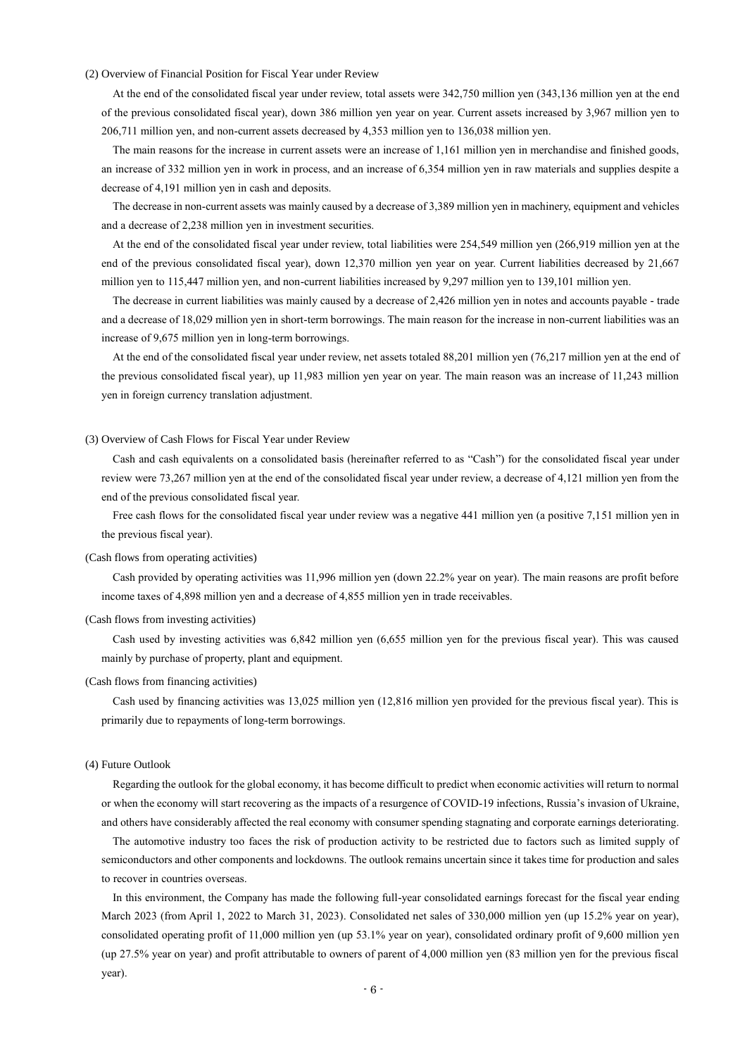(2) Overview of Financial Position for Fiscal Year under Review

At the end of the consolidated fiscal year under review, total assets were 342,750 million yen (343,136 million yen at the end of the previous consolidated fiscal year), down 386 million yen year on year. Current assets increased by 3,967 million yen to 206,711 million yen, and non-current assets decreased by 4,353 million yen to 136,038 million yen.

The main reasons for the increase in current assets were an increase of 1,161 million yen in merchandise and finished goods, an increase of 332 million yen in work in process, and an increase of 6,354 million yen in raw materials and supplies despite a decrease of 4,191 million yen in cash and deposits.

The decrease in non-current assets was mainly caused by a decrease of 3,389 million yen in machinery, equipment and vehicles and a decrease of 2,238 million yen in investment securities.

At the end of the consolidated fiscal year under review, total liabilities were 254,549 million yen (266,919 million yen at the end of the previous consolidated fiscal year), down 12,370 million yen year on year. Current liabilities decreased by 21,667 million yen to 115,447 million yen, and non-current liabilities increased by 9,297 million yen to 139,101 million yen.

The decrease in current liabilities was mainly caused by a decrease of 2,426 million yen in notes and accounts payable - trade and a decrease of 18,029 million yen in short-term borrowings. The main reason for the increase in non-current liabilities was an increase of 9,675 million yen in long-term borrowings.

At the end of the consolidated fiscal year under review, net assets totaled 88,201 million yen (76,217 million yen at the end of the previous consolidated fiscal year), up 11,983 million yen year on year. The main reason was an increase of 11,243 million yen in foreign currency translation adjustment.

(3) Overview of Cash Flows for Fiscal Year under Review

Cash and cash equivalents on a consolidated basis (hereinafter referred to as "Cash") for the consolidated fiscal year under review were 73,267 million yen at the end of the consolidated fiscal year under review, a decrease of 4,121 million yen from the end of the previous consolidated fiscal year.

Free cash flows for the consolidated fiscal year under review was a negative 441 million yen (a positive 7,151 million yen in the previous fiscal year).

(Cash flows from operating activities)

Cash provided by operating activities was 11,996 million yen (down 22.2% year on year). The main reasons are profit before income taxes of 4,898 million yen and a decrease of 4,855 million yen in trade receivables.

(Cash flows from investing activities)

Cash used by investing activities was 6,842 million yen (6,655 million yen for the previous fiscal year). This was caused mainly by purchase of property, plant and equipment.

(Cash flows from financing activities)

Cash used by financing activities was 13,025 million yen (12,816 million yen provided for the previous fiscal year). This is primarily due to repayments of long-term borrowings.

(4) Future Outlook

Regarding the outlook for the global economy, it has become difficult to predict when economic activities will return to normal or when the economy will start recovering as the impacts of a resurgence of COVID-19 infections, Russia's invasion of Ukraine, and others have considerably affected the real economy with consumer spending stagnating and corporate earnings deteriorating.

The automotive industry too faces the risk of production activity to be restricted due to factors such as limited supply of semiconductors and other components and lockdowns. The outlook remains uncertain since it takes time for production and sales to recover in countries overseas.

In this environment, the Company has made the following full-year consolidated earnings forecast for the fiscal year ending March 2023 (from April 1, 2022 to March 31, 2023). Consolidated net sales of 330,000 million yen (up 15.2% year on year), consolidated operating profit of 11,000 million yen (up 53.1% year on year), consolidated ordinary profit of 9,600 million yen (up 27.5% year on year) and profit attributable to owners of parent of 4,000 million yen (83 million yen for the previous fiscal year).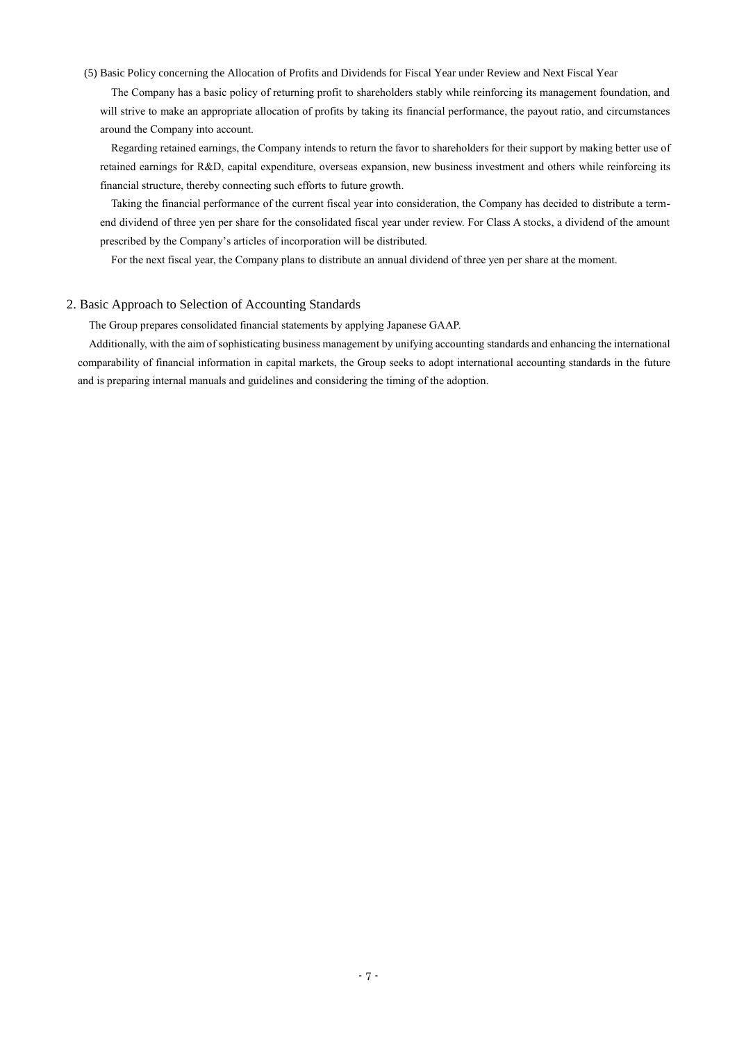### (5) Basic Policy concerning the Allocation of Profits and Dividends for Fiscal Year under Review and Next Fiscal Year

The Company has a basic policy of returning profit to shareholders stably while reinforcing its management foundation, and will strive to make an appropriate allocation of profits by taking its financial performance, the payout ratio, and circumstances around the Company into account.

Regarding retained earnings, the Company intends to return the favor to shareholders for their support by making better use of retained earnings for R&D, capital expenditure, overseas expansion, new business investment and others while reinforcing its financial structure, thereby connecting such efforts to future growth.

Taking the financial performance of the current fiscal year into consideration, the Company has decided to distribute a term-end dividend of three yen per share for the consolidated fiscal year under review. For Class A stocks, a dividend of the amount prescribed by the Company's articles of incorporation will be distributed.

For the next fiscal year, the Company plans to distribute an annual dividend of three yen per share at the moment.

## 2. Basic Approach to Selection of Accounting Standards

The Group prepares consolidated financial statements by applying Japanese GAAP.

Additionally, with the aim of sophisticating business management by unifying accounting standards and enhancing the international comparability of financial information in capital markets, the Group seeks to adopt international accounting standards in the future and is preparing internal manuals and guidelines and considering the timing of the adoption.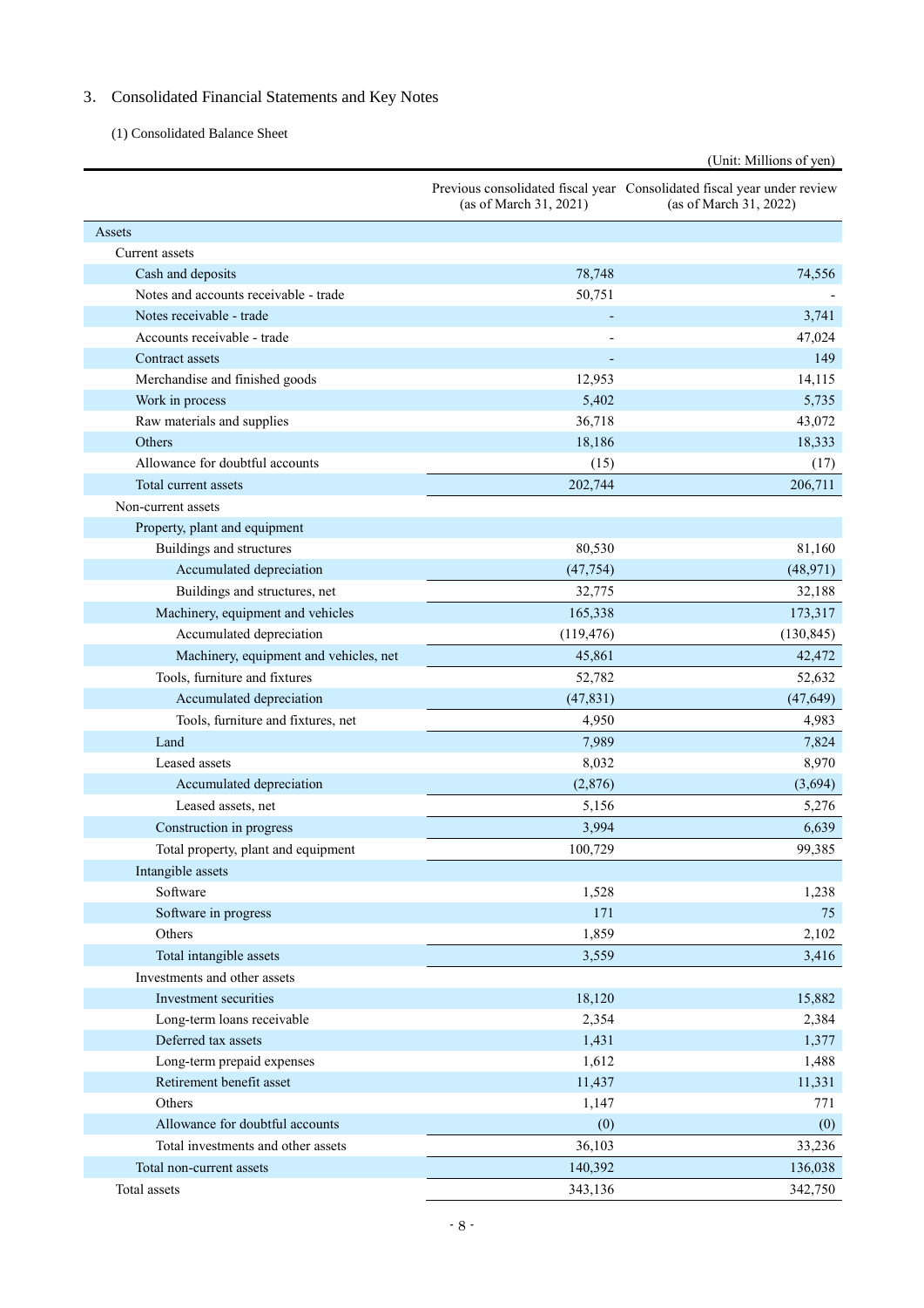## 3. Consolidated Financial Statements and Key Notes

### (1) Consolidated Balance Sheet

(Unit: Millions of yen)

| | Previous consolidated fiscal year (as of March 31, 2021) | Consolidated fiscal year under review (as of March 31, 2022) |
|---|---|---|
| Assets | | |
| Current assets | | |
| Cash and deposits | 78,748 | 74,556 |
| Notes and accounts receivable - trade | 50,751 | - |
| Notes receivable - trade | - | 3,741 |
| Accounts receivable - trade | - | 47,024 |
| Contract assets | - | 149 |
| Merchandise and finished goods | 12,953 | 14,115 |
| Work in process | 5,402 | 5,735 |
| Raw materials and supplies | 36,718 | 43,072 |
| Others | 18,186 | 18,333 |
| Allowance for doubtful accounts | (15) | (17) |
| Total current assets | 202,744 | 206,711 |
| Non-current assets | | |
| Property, plant and equipment | | |
| Buildings and structures | 80,530 | 81,160 |
| Accumulated depreciation | (47,754) | (48,971) |
| Buildings and structures, net | 32,775 | 32,188 |
| Machinery, equipment and vehicles | 165,338 | 173,317 |
| Accumulated depreciation | (119,476) | (130,845) |
| Machinery, equipment and vehicles, net | 45,861 | 42,472 |
| Tools, furniture and fixtures | 52,782 | 52,632 |
| Accumulated depreciation | (47,831) | (47,649) |
| Tools, furniture and fixtures, net | 4,950 | 4,983 |
| Land | 7,989 | 7,824 |
| Leased assets | 8,032 | 8,970 |
| Accumulated depreciation | (2,876) | (3,694) |
| Leased assets, net | 5,156 | 5,276 |
| Construction in progress | 3,994 | 6,639 |
| Total property, plant and equipment | 100,729 | 99,385 |
| Intangible assets | | |
| Software | 1,528 | 1,238 |
| Software in progress | 171 | 75 |
| Others | 1,859 | 2,102 |
| Total intangible assets | 3,559 | 3,416 |
| Investments and other assets | | |
| Investment securities | 18,120 | 15,882 |
| Long-term loans receivable | 2,354 | 2,384 |
| Deferred tax assets | 1,431 | 1,377 |
| Long-term prepaid expenses | 1,612 | 1,488 |
| Retirement benefit asset | 11,437 | 11,331 |
| Others | 1,147 | 771 |
| Allowance for doubtful accounts | (0) | (0) |
| Total investments and other assets | 36,103 | 33,236 |
| Total non-current assets | 140,392 | 136,038 |
| Total assets | 343,136 | 342,750 |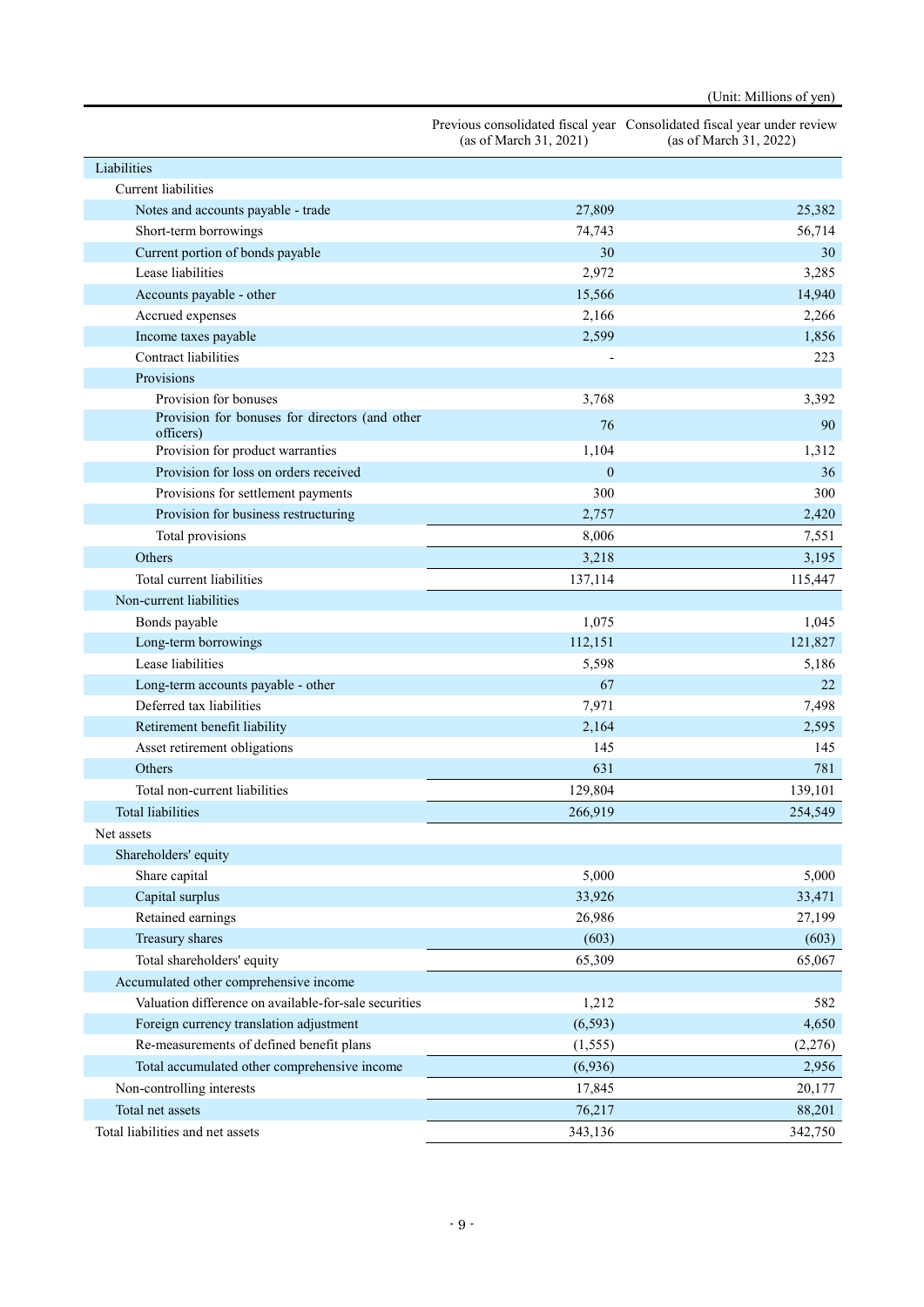(Unit: Millions of yen)

| | Previous consolidated fiscal year (as of March 31, 2021) | Consolidated fiscal year under review (as of March 31, 2022) |
|---|---|---|
| Liabilities | | |
| Current liabilities | | |
| Notes and accounts payable - trade | 27,809 | 25,382 |
| Short-term borrowings | 74,743 | 56,714 |
| Current portion of bonds payable | 30 | 30 |
| Lease liabilities | 2,972 | 3,285 |
| Accounts payable - other | 15,566 | 14,940 |
| Accrued expenses | 2,166 | 2,266 |
| Income taxes payable | 2,599 | 1,856 |
| Contract liabilities | - | 223 |
| Provisions | | |
| Provision for bonuses | 3,768 | 3,392 |
| Provision for bonuses for directors (and other officers) | 76 | 90 |
| Provision for product warranties | 1,104 | 1,312 |
| Provision for loss on orders received | 0 | 36 |
| Provisions for settlement payments | 300 | 300 |
| Provision for business restructuring | 2,757 | 2,420 |
| Total provisions | 8,006 | 7,551 |
| Others | 3,218 | 3,195 |
| Total current liabilities | 137,114 | 115,447 |
| Non-current liabilities | | |
| Bonds payable | 1,075 | 1,045 |
| Long-term borrowings | 112,151 | 121,827 |
| Lease liabilities | 5,598 | 5,186 |
| Long-term accounts payable - other | 67 | 22 |
| Deferred tax liabilities | 7,971 | 7,498 |
| Retirement benefit liability | 2,164 | 2,595 |
| Asset retirement obligations | 145 | 145 |
| Others | 631 | 781 |
| Total non-current liabilities | 129,804 | 139,101 |
| Total liabilities | 266,919 | 254,549 |
| Net assets | | |
| Shareholders' equity | | |
| Share capital | 5,000 | 5,000 |
| Capital surplus | 33,926 | 33,471 |
| Retained earnings | 26,986 | 27,199 |
| Treasury shares | (603) | (603) |
| Total shareholders' equity | 65,309 | 65,067 |
| Accumulated other comprehensive income | | |
| Valuation difference on available-for-sale securities | 1,212 | 582 |
| Foreign currency translation adjustment | (6,593) | 4,650 |
| Re-measurements of defined benefit plans | (1,555) | (2,276) |
| Total accumulated other comprehensive income | (6,936) | 2,956 |
| Non-controlling interests | 17,845 | 20,177 |
| Total net assets | 76,217 | 88,201 |
| Total liabilities and net assets | 343,136 | 342,750 |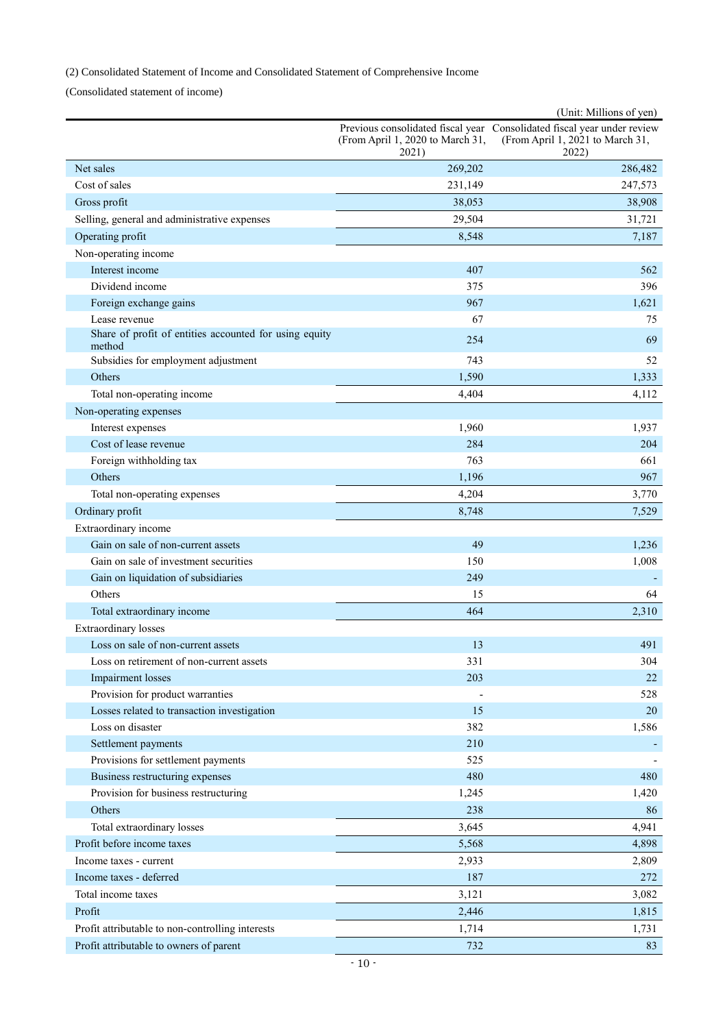(2) Consolidated Statement of Income and Consolidated Statement of Comprehensive Income

(Consolidated statement of income)

(Unit: Millions of yen)

| | Previous consolidated fiscal year (From April 1, 2020 to March 31, 2021) | Consolidated fiscal year under review (From April 1, 2021 to March 31, 2022) |
|---|---|---|
| Net sales | 269,202 | 286,482 |
| Cost of sales | 231,149 | 247,573 |
| Gross profit | 38,053 | 38,908 |
| Selling, general and administrative expenses | 29,504 | 31,721 |
| Operating profit | 8,548 | 7,187 |
| Non-operating income | | |
| Interest income | 407 | 562 |
| Dividend income | 375 | 396 |
| Foreign exchange gains | 967 | 1,621 |
| Lease revenue | 67 | 75 |
| Share of profit of entities accounted for using equity method | 254 | 69 |
| Subsidies for employment adjustment | 743 | 52 |
| Others | 1,590 | 1,333 |
| Total non-operating income | 4,404 | 4,112 |
| Non-operating expenses | | |
| Interest expenses | 1,960 | 1,937 |
| Cost of lease revenue | 284 | 204 |
| Foreign withholding tax | 763 | 661 |
| Others | 1,196 | 967 |
| Total non-operating expenses | 4,204 | 3,770 |
| Ordinary profit | 8,748 | 7,529 |
| Extraordinary income | | |
| Gain on sale of non-current assets | 49 | 1,236 |
| Gain on sale of investment securities | 150 | 1,008 |
| Gain on liquidation of subsidiaries | 249 | - |
| Others | 15 | 64 |
| Total extraordinary income | 464 | 2,310 |
| Extraordinary losses | | |
| Loss on sale of non-current assets | 13 | 491 |
| Loss on retirement of non-current assets | 331 | 304 |
| Impairment losses | 203 | 22 |
| Provision for product warranties | - | 528 |
| Losses related to transaction investigation | 15 | 20 |
| Loss on disaster | 382 | 1,586 |
| Settlement payments | 210 | - |
| Provisions for settlement payments | 525 | - |
| Business restructuring expenses | 480 | 480 |
| Provision for business restructuring | 1,245 | 1,420 |
| Others | 238 | 86 |
| Total extraordinary losses | 3,645 | 4,941 |
| Profit before income taxes | 5,568 | 4,898 |
| Income taxes - current | 2,933 | 2,809 |
| Income taxes - deferred | 187 | 272 |
| Total income taxes | 3,121 | 3,082 |
| Profit | 2,446 | 1,815 |
| Profit attributable to non-controlling interests | 1,714 | 1,731 |
| Profit attributable to owners of parent | 732 | 83 |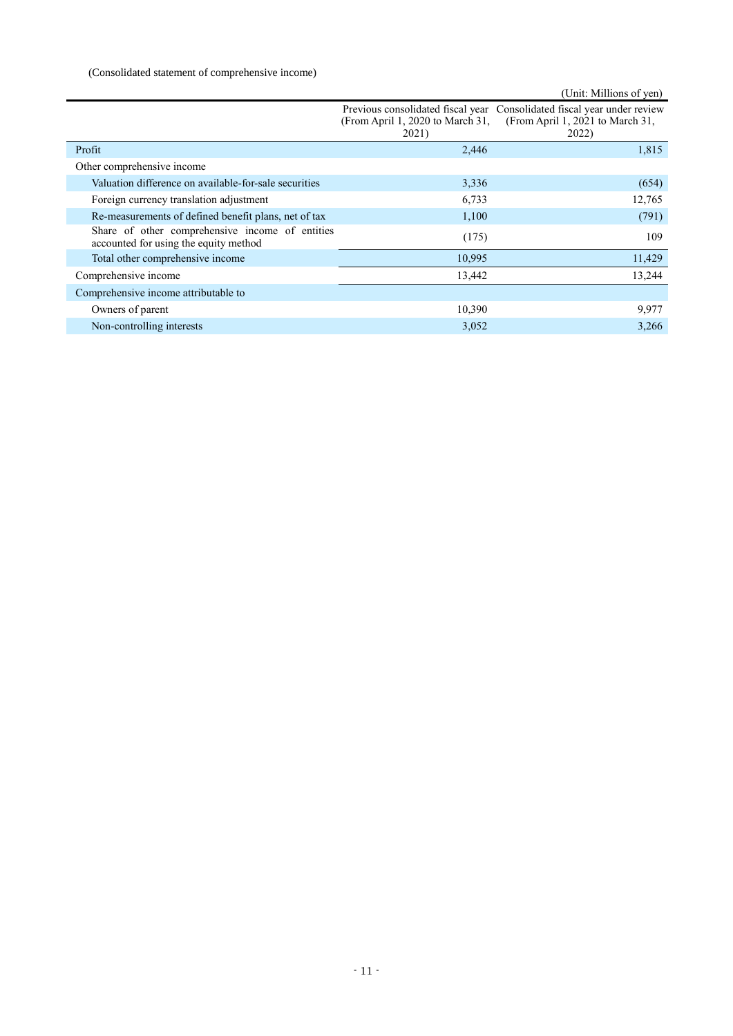(Consolidated statement of comprehensive income)

(Unit: Millions of yen)

| | Previous consolidated fiscal year (From April 1, 2020 to March 31, 2021) | Consolidated fiscal year under review (From April 1, 2021 to March 31, 2022) |
|---|---|---|
| Profit | 2,446 | 1,815 |
| Other comprehensive income | | |
| Valuation difference on available-for-sale securities | 3,336 | (654) |
| Foreign currency translation adjustment | 6,733 | 12,765 |
| Re-measurements of defined benefit plans, net of tax | 1,100 | (791) |
| Share of other comprehensive income of entities accounted for using the equity method | (175) | 109 |
| Total other comprehensive income | 10,995 | 11,429 |
| Comprehensive income | 13,442 | 13,244 |
| Comprehensive income attributable to | | |
| Owners of parent | 10,390 | 9,977 |
| Non-controlling interests | 3,052 | 3,266 |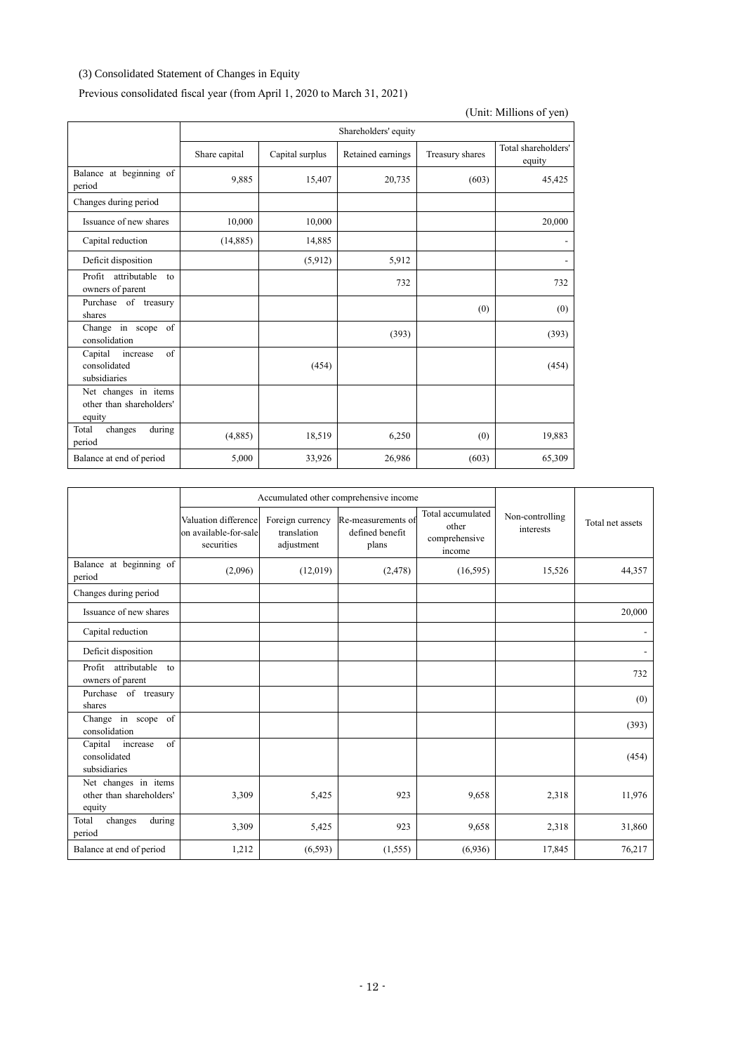(3) Consolidated Statement of Changes in Equity

Previous consolidated fiscal year (from April 1, 2020 to March 31, 2021)

(Unit: Millions of yen)

| | Shareholders' equity | | | | |
|---|---|---|---|---|---|
| | Share capital | Capital surplus | Retained earnings | Treasury shares | Total shareholders' equity |
| Balance at beginning of period | 9,885 | 15,407 | 20,735 | (603) | 45,425 |
| Changes during period | | | | | |
| Issuance of new shares | 10,000 | 10,000 | | | 20,000 |
| Capital reduction | (14,885) | 14,885 | | | - |
| Deficit disposition | | (5,912) | 5,912 | | - |
| Profit attributable to owners of parent | | | 732 | | 732 |
| Purchase of treasury shares | | | | (0) | (0) |
| Change in scope of consolidation | | | (393) | | (393) |
| Capital increase of consolidated subsidiaries | | (454) | | | (454) |
| Net changes in items other than shareholders' equity | | | | | |
| Total changes during period | (4,885) | 18,519 | 6,250 | (0) | 19,883 |
| Balance at end of period | 5,000 | 33,926 | 26,986 | (603) | 65,309 |

| | Accumulated other comprehensive income | | | | Non-controlling interests | Total net assets |
|---|---|---|---|---|---|---|
| | Valuation difference on available-for-sale securities | Foreign currency translation adjustment | Re-measurements of defined benefit plans | Total accumulated other comprehensive income | | |
| Balance at beginning of period | (2,096) | (12,019) | (2,478) | (16,595) | 15,526 | 44,357 |
| Changes during period | | | | | | |
| Issuance of new shares | | | | | | 20,000 |
| Capital reduction | | | | | | - |
| Deficit disposition | | | | | | - |
| Profit attributable to owners of parent | | | | | | 732 |
| Purchase of treasury shares | | | | | | (0) |
| Change in scope of consolidation | | | | | | (393) |
| Capital increase of consolidated subsidiaries | | | | | | (454) |
| Net changes in items other than shareholders' equity | 3,309 | 5,425 | 923 | 9,658 | 2,318 | 11,976 |
| Total changes during period | 3,309 | 5,425 | 923 | 9,658 | 2,318 | 31,860 |
| Balance at end of period | 1,212 | (6,593) | (1,555) | (6,936) | 17,845 | 76,217 |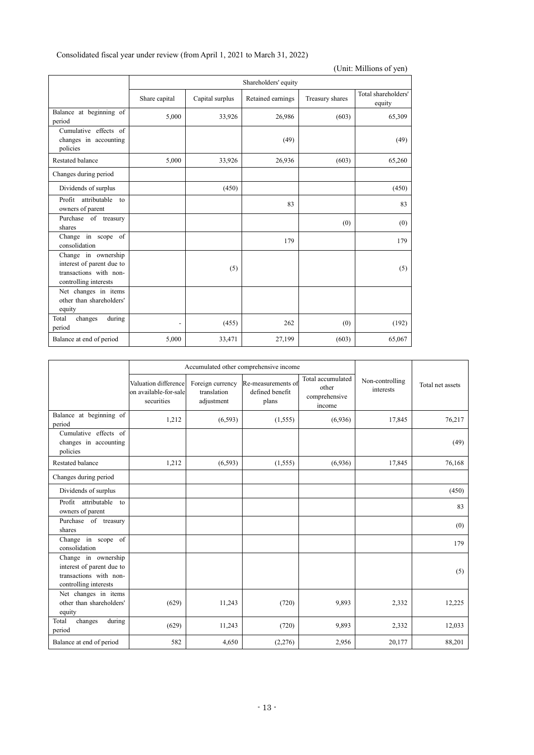Consolidated fiscal year under review (from April 1, 2021 to March 31, 2022)

(Unit: Millions of yen)

| | Shareholders' equity | | | | |
|---|---|---|---|---|---|
| | Share capital | Capital surplus | Retained earnings | Treasury shares | Total shareholders' equity |
| Balance at beginning of period | 5,000 | 33,926 | 26,986 | (603) | 65,309 |
| Cumulative effects of changes in accounting policies | | | (49) | | (49) |
| Restated balance | 5,000 | 33,926 | 26,936 | (603) | 65,260 |
| Changes during period | | | | | |
| Dividends of surplus | | (450) | | | (450) |
| Profit attributable to owners of parent | | | 83 | | 83 |
| Purchase of treasury shares | | | | (0) | (0) |
| Change in scope of consolidation | | | 179 | | 179 |
| Change in ownership interest of parent due to transactions with non-controlling interests | | (5) | | | (5) |
| Net changes in items other than shareholders' equity | | | | | |
| Total changes during period | - | (455) | 262 | (0) | (192) |
| Balance at end of period | 5,000 | 33,471 | 27,199 | (603) | 65,067 |

| | Accumulated other comprehensive income | | | | Non-controlling interests | Total net assets |
|---|---|---|---|---|---|---|
| | Valuation difference on available-for-sale securities | Foreign currency translation adjustment | Re-measurements of defined benefit plans | Total accumulated other comprehensive income | | |
| Balance at beginning of period | 1,212 | (6,593) | (1,555) | (6,936) | 17,845 | 76,217 |
| Cumulative effects of changes in accounting policies | | | | | | (49) |
| Restated balance | 1,212 | (6,593) | (1,555) | (6,936) | 17,845 | 76,168 |
| Changes during period | | | | | | |
| Dividends of surplus | | | | | | (450) |
| Profit attributable to owners of parent | | | | | | 83 |
| Purchase of treasury shares | | | | | | (0) |
| Change in scope of consolidation | | | | | | 179 |
| Change in ownership interest of parent due to transactions with non-controlling interests | | | | | | (5) |
| Net changes in items other than shareholders' equity | (629) | 11,243 | (720) | 9,893 | 2,332 | 12,225 |
| Total changes during period | (629) | 11,243 | (720) | 9,893 | 2,332 | 12,033 |
| Balance at end of period | 582 | 4,650 | (2,276) | 2,956 | 20,177 | 88,201 |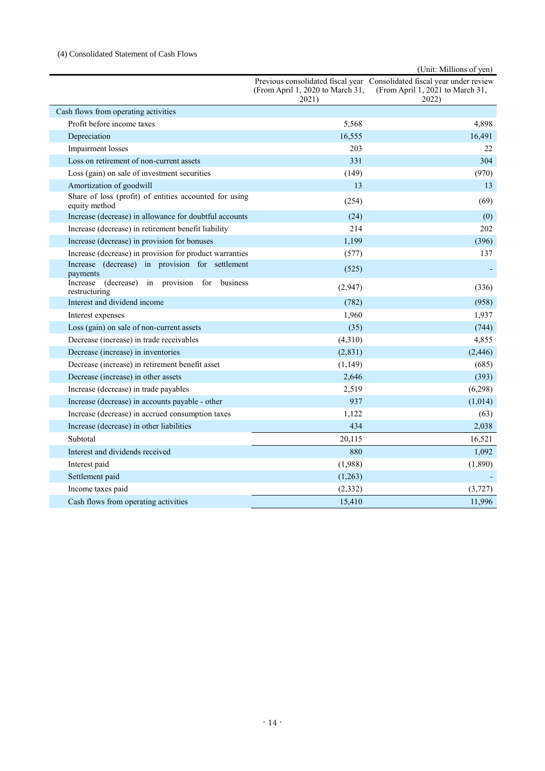(4) Consolidated Statement of Cash Flows

(Unit: Millions of yen)

| | Previous consolidated fiscal year (From April 1, 2020 to March 31, 2021) | Consolidated fiscal year under review (From April 1, 2021 to March 31, 2022) |
|---|---|---|
| Cash flows from operating activities | | |
| Profit before income taxes | 5,568 | 4,898 |
| Depreciation | 16,555 | 16,491 |
| Impairment losses | 203 | 22 |
| Loss on retirement of non-current assets | 331 | 304 |
| Loss (gain) on sale of investment securities | (149) | (970) |
| Amortization of goodwill | 13 | 13 |
| Share of loss (profit) of entities accounted for using equity method | (254) | (69) |
| Increase (decrease) in allowance for doubtful accounts | (24) | (0) |
| Increase (decrease) in retirement benefit liability | 214 | 202 |
| Increase (decrease) in provision for bonuses | 1,199 | (396) |
| Increase (decrease) in provision for product warranties | (577) | 137 |
| Increase (decrease) in provision for settlement payments | (525) | - |
| Increase (decrease) in provision for business restructuring | (2,947) | (336) |
| Interest and dividend income | (782) | (958) |
| Interest expenses | 1,960 | 1,937 |
| Loss (gain) on sale of non-current assets | (35) | (744) |
| Decrease (increase) in trade receivables | (4,310) | 4,855 |
| Decrease (increase) in inventories | (2,831) | (2,446) |
| Decrease (increase) in retirement benefit asset | (1,149) | (685) |
| Decrease (increase) in other assets | 2,646 | (393) |
| Increase (decrease) in trade payables | 2,519 | (6,298) |
| Increase (decrease) in accounts payable - other | 937 | (1,014) |
| Increase (decrease) in accrued consumption taxes | 1,122 | (63) |
| Increase (decrease) in other liabilities | 434 | 2,038 |
| Subtotal | 20,115 | 16,521 |
| Interest and dividends received | 880 | 1,092 |
| Interest paid | (1,988) | (1,890) |
| Settlement paid | (1,263) | - |
| Income taxes paid | (2,332) | (3,727) |
| Cash flows from operating activities | 15,410 | 11,996 |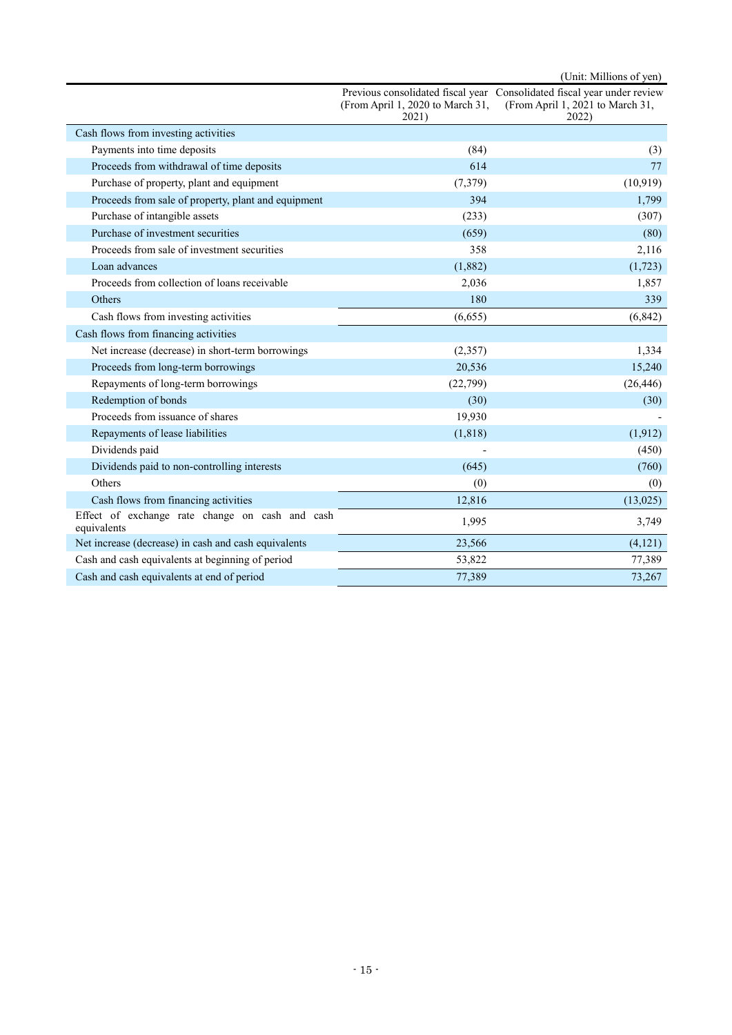(Unit: Millions of yen)

| | Previous consolidated fiscal year (From April 1, 2020 to March 31, 2021) | Consolidated fiscal year under review (From April 1, 2021 to March 31, 2022) |
|---|---|---|
| Cash flows from investing activities | | |
| Payments into time deposits | (84) | (3) |
| Proceeds from withdrawal of time deposits | 614 | 77 |
| Purchase of property, plant and equipment | (7,379) | (10,919) |
| Proceeds from sale of property, plant and equipment | 394 | 1,799 |
| Purchase of intangible assets | (233) | (307) |
| Purchase of investment securities | (659) | (80) |
| Proceeds from sale of investment securities | 358 | 2,116 |
| Loan advances | (1,882) | (1,723) |
| Proceeds from collection of loans receivable | 2,036 | 1,857 |
| Others | 180 | 339 |
| Cash flows from investing activities | (6,655) | (6,842) |
| Cash flows from financing activities | | |
| Net increase (decrease) in short-term borrowings | (2,357) | 1,334 |
| Proceeds from long-term borrowings | 20,536 | 15,240 |
| Repayments of long-term borrowings | (22,799) | (26,446) |
| Redemption of bonds | (30) | (30) |
| Proceeds from issuance of shares | 19,930 | - |
| Repayments of lease liabilities | (1,818) | (1,912) |
| Dividends paid | - | (450) |
| Dividends paid to non-controlling interests | (645) | (760) |
| Others | (0) | (0) |
| Cash flows from financing activities | 12,816 | (13,025) |
| Effect of exchange rate change on cash and cash equivalents | 1,995 | 3,749 |
| Net increase (decrease) in cash and cash equivalents | 23,566 | (4,121) |
| Cash and cash equivalents at beginning of period | 53,822 | 77,389 |
| Cash and cash equivalents at end of period | 77,389 | 73,267 |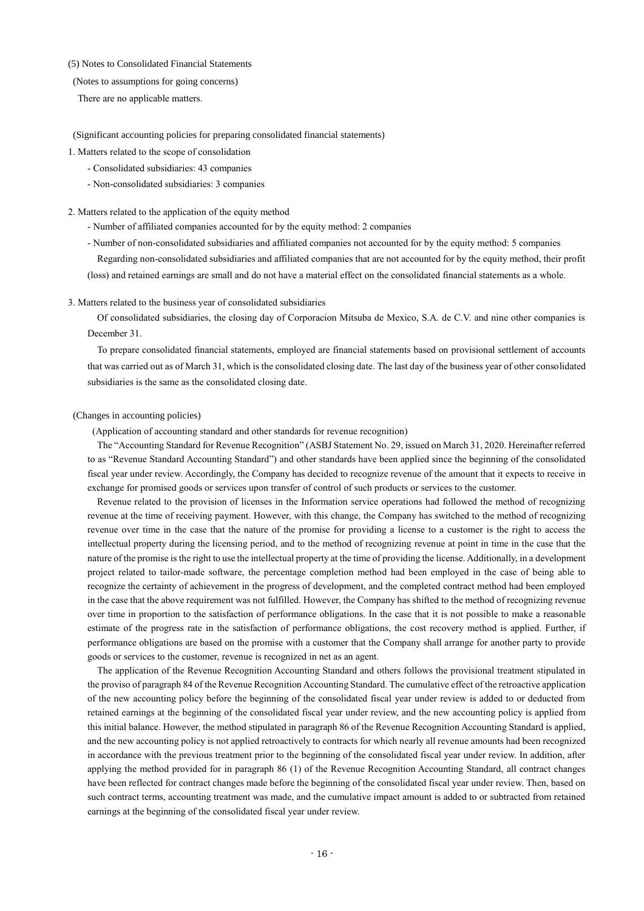## (5) Notes to Consolidated Financial Statements

(Notes to assumptions for going concerns)

There are no applicable matters.

(Significant accounting policies for preparing consolidated financial statements)

1. Matters related to the scope of consolidation
   - Consolidated subsidiaries: 43 companies
   - Non-consolidated subsidiaries: 3 companies

2. Matters related to the application of the equity method
   - Number of affiliated companies accounted for by the equity method: 2 companies
   - Number of non-consolidated subsidiaries and affiliated companies not accounted for by the equity method: 5 companies

   Regarding non-consolidated subsidiaries and affiliated companies that are not accounted for by the equity method, their profit (loss) and retained earnings are small and do not have a material effect on the consolidated financial statements as a whole.

3. Matters related to the business year of consolidated subsidiaries

   Of consolidated subsidiaries, the closing day of Corporacion Mitsuba de Mexico, S.A. de C.V. and nine other companies is December 31.

   To prepare consolidated financial statements, employed are financial statements based on provisional settlement of accounts that was carried out as of March 31, which is the consolidated closing date. The last day of the business year of other consolidated subsidiaries is the same as the consolidated closing date.

(Changes in accounting policies)

(Application of accounting standard and other standards for revenue recognition)

The "Accounting Standard for Revenue Recognition" (ASBJ Statement No. 29, issued on March 31, 2020. Hereinafter referred to as "Revenue Standard Accounting Standard") and other standards have been applied since the beginning of the consolidated fiscal year under review. Accordingly, the Company has decided to recognize revenue of the amount that it expects to receive in exchange for promised goods or services upon transfer of control of such products or services to the customer.

Revenue related to the provision of licenses in the Information service operations had followed the method of recognizing revenue at the time of receiving payment. However, with this change, the Company has switched to the method of recognizing revenue over time in the case that the nature of the promise for providing a license to a customer is the right to access the intellectual property during the licensing period, and to the method of recognizing revenue at point in time in the case that the nature of the promise is the right to use the intellectual property at the time of providing the license. Additionally, in a development project related to tailor-made software, the percentage completion method had been employed in the case of being able to recognize the certainty of achievement in the progress of development, and the completed contract method had been employed in the case that the above requirement was not fulfilled. However, the Company has shifted to the method of recognizing revenue over time in proportion to the satisfaction of performance obligations. In the case that it is not possible to make a reasonable estimate of the progress rate in the satisfaction of performance obligations, the cost recovery method is applied. Further, if performance obligations are based on the promise with a customer that the Company shall arrange for another party to provide goods or services to the customer, revenue is recognized in net as an agent.

The application of the Revenue Recognition Accounting Standard and others follows the provisional treatment stipulated in the proviso of paragraph 84 of the Revenue Recognition Accounting Standard. The cumulative effect of the retroactive application of the new accounting policy before the beginning of the consolidated fiscal year under review is added to or deducted from retained earnings at the beginning of the consolidated fiscal year under review, and the new accounting policy is applied from this initial balance. However, the method stipulated in paragraph 86 of the Revenue Recognition Accounting Standard is applied, and the new accounting policy is not applied retroactively to contracts for which nearly all revenue amounts had been recognized in accordance with the previous treatment prior to the beginning of the consolidated fiscal year under review. In addition, after applying the method provided for in paragraph 86 (1) of the Revenue Recognition Accounting Standard, all contract changes have been reflected for contract changes made before the beginning of the consolidated fiscal year under review. Then, based on such contract terms, accounting treatment was made, and the cumulative impact amount is added to or subtracted from retained earnings at the beginning of the consolidated fiscal year under review.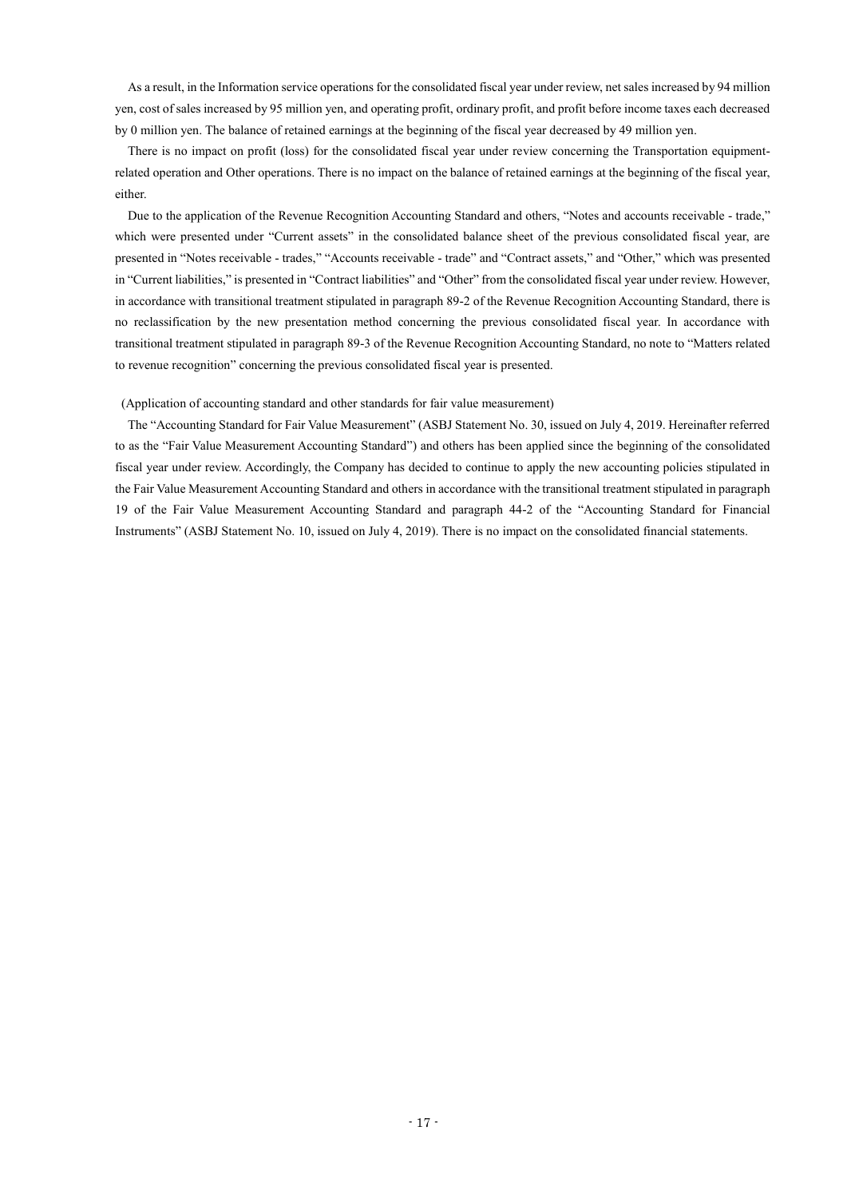As a result, in the Information service operations for the consolidated fiscal year under review, net sales increased by 94 million yen, cost of sales increased by 95 million yen, and operating profit, ordinary profit, and profit before income taxes each decreased by 0 million yen. The balance of retained earnings at the beginning of the fiscal year decreased by 49 million yen.

There is no impact on profit (loss) for the consolidated fiscal year under review concerning the Transportation equipment-related operation and Other operations. There is no impact on the balance of retained earnings at the beginning of the fiscal year, either.

Due to the application of the Revenue Recognition Accounting Standard and others, "Notes and accounts receivable - trade," which were presented under "Current assets" in the consolidated balance sheet of the previous consolidated fiscal year, are presented in "Notes receivable - trades," "Accounts receivable - trade" and "Contract assets," and "Other," which was presented in "Current liabilities," is presented in "Contract liabilities" and "Other" from the consolidated fiscal year under review. However, in accordance with transitional treatment stipulated in paragraph 89-2 of the Revenue Recognition Accounting Standard, there is no reclassification by the new presentation method concerning the previous consolidated fiscal year. In accordance with transitional treatment stipulated in paragraph 89-3 of the Revenue Recognition Accounting Standard, no note to "Matters related to revenue recognition" concerning the previous consolidated fiscal year is presented.

(Application of accounting standard and other standards for fair value measurement)

The "Accounting Standard for Fair Value Measurement" (ASBJ Statement No. 30, issued on July 4, 2019. Hereinafter referred to as the "Fair Value Measurement Accounting Standard") and others has been applied since the beginning of the consolidated fiscal year under review. Accordingly, the Company has decided to continue to apply the new accounting policies stipulated in the Fair Value Measurement Accounting Standard and others in accordance with the transitional treatment stipulated in paragraph 19 of the Fair Value Measurement Accounting Standard and paragraph 44-2 of the "Accounting Standard for Financial Instruments" (ASBJ Statement No. 10, issued on July 4, 2019). There is no impact on the consolidated financial statements.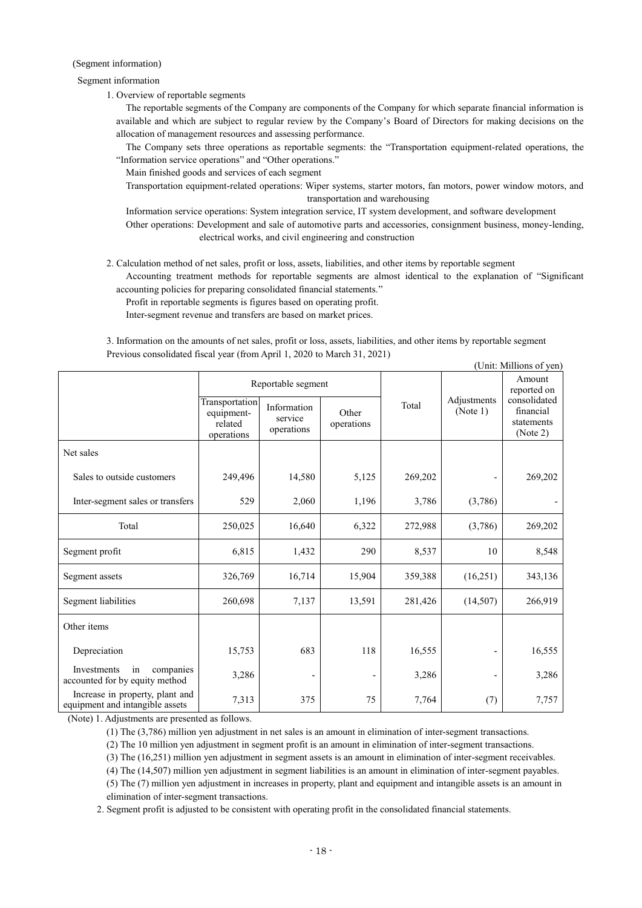(Segment information)

Segment information

1. Overview of reportable segments

The reportable segments of the Company are components of the Company for which separate financial information is available and which are subject to regular review by the Company's Board of Directors for making decisions on the allocation of management resources and assessing performance.

The Company sets three operations as reportable segments: the "Transportation equipment-related operations, the "Information service operations" and "Other operations."

Main finished goods and services of each segment

Transportation equipment-related operations: Wiper systems, starter motors, fan motors, power window motors, and transportation and warehousing

Information service operations: System integration service, IT system development, and software development

Other operations: Development and sale of automotive parts and accessories, consignment business, money-lending, electrical works, and civil engineering and construction

2. Calculation method of net sales, profit or loss, assets, liabilities, and other items by reportable segment

Accounting treatment methods for reportable segments are almost identical to the explanation of "Significant accounting policies for preparing consolidated financial statements."

Profit in reportable segments is figures based on operating profit.

Inter-segment revenue and transfers are based on market prices.

3. Information on the amounts of net sales, profit or loss, assets, liabilities, and other items by reportable segment

Previous consolidated fiscal year (from April 1, 2020 to March 31, 2021)

(Unit: Millions of yen)

| | Reportable segment | | | Total | Adjustments (Note 1) | Amount reported on consolidated financial statements (Note 2) |
|---|---|---|---|---|---|---|
| | Transportation equipment-related operations | Information service operations | Other operations | | | |
| Net sales | | | | | | |
| Sales to outside customers | 249,496 | 14,580 | 5,125 | 269,202 | - | 269,202 |
| Inter-segment sales or transfers | 529 | 2,060 | 1,196 | 3,786 | (3,786) | - |
| Total | 250,025 | 16,640 | 6,322 | 272,988 | (3,786) | 269,202 |
| Segment profit | 6,815 | 1,432 | 290 | 8,537 | 10 | 8,548 |
| Segment assets | 326,769 | 16,714 | 15,904 | 359,388 | (16,251) | 343,136 |
| Segment liabilities | 260,698 | 7,137 | 13,591 | 281,426 | (14,507) | 266,919 |
| Other items | | | | | | |
| Depreciation | 15,753 | 683 | 118 | 16,555 | - | 16,555 |
| Investments in companies accounted for by equity method | 3,286 | - | - | 3,286 | - | 3,286 |
| Increase in property, plant and equipment and intangible assets | 7,313 | 375 | 75 | 7,764 | (7) | 7,757 |

(Note) 1. Adjustments are presented as follows.

(1) The (3,786) million yen adjustment in net sales is an amount in elimination of inter-segment transactions.

(2) The 10 million yen adjustment in segment profit is an amount in elimination of inter-segment transactions.

(3) The (16,251) million yen adjustment in segment assets is an amount in elimination of inter-segment receivables.

(4) The (14,507) million yen adjustment in segment liabilities is an amount in elimination of inter-segment payables.

(5) The (7) million yen adjustment in increases in property, plant and equipment and intangible assets is an amount in elimination of inter-segment transactions.

2. Segment profit is adjusted to be consistent with operating profit in the consolidated financial statements.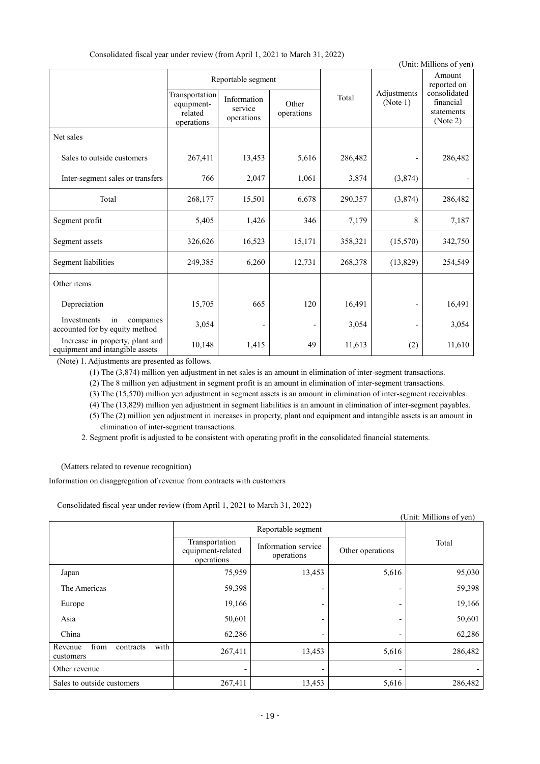Consolidated fiscal year under review (from April 1, 2021 to March 31, 2022)

(Unit: Millions of yen)

| | Reportable segment | | | Total | Adjustments (Note 1) | Amount reported on consolidated financial statements (Note 2) |
|---|---|---|---|---|---|---|
| | Transportation equipment-related operations | Information service operations | Other operations | | | |
| Net sales | | | | | | |
| Sales to outside customers | 267,411 | 13,453 | 5,616 | 286,482 | - | 286,482 |
| Inter-segment sales or transfers | 766 | 2,047 | 1,061 | 3,874 | (3,874) | - |
| Total | 268,177 | 15,501 | 6,678 | 290,357 | (3,874) | 286,482 |
| Segment profit | 5,405 | 1,426 | 346 | 7,179 | 8 | 7,187 |
| Segment assets | 326,626 | 16,523 | 15,171 | 358,321 | (15,570) | 342,750 |
| Segment liabilities | 249,385 | 6,260 | 12,731 | 268,378 | (13,829) | 254,549 |
| Other items | | | | | | |
| Depreciation | 15,705 | 665 | 120 | 16,491 | - | 16,491 |
| Investments in companies accounted for by equity method | 3,054 | - | - | 3,054 | - | 3,054 |
| Increase in property, plant and equipment and intangible assets | 10,148 | 1,415 | 49 | 11,613 | (2) | 11,610 |

(Note) 1. Adjustments are presented as follows.

(1) The (3,874) million yen adjustment in net sales is an amount in elimination of inter-segment transactions.

(2) The 8 million yen adjustment in segment profit is an amount in elimination of inter-segment transactions.

(3) The (15,570) million yen adjustment in segment assets is an amount in elimination of inter-segment receivables.

(4) The (13,829) million yen adjustment in segment liabilities is an amount in elimination of inter-segment payables.

(5) The (2) million yen adjustment in increases in property, plant and equipment and intangible assets is an amount in elimination of inter-segment transactions.

2. Segment profit is adjusted to be consistent with operating profit in the consolidated financial statements.

(Matters related to revenue recognition)

Information on disaggregation of revenue from contracts with customers

Consolidated fiscal year under review (from April 1, 2021 to March 31, 2022)

(Unit: Millions of yen)

| | Reportable segment | | | Total |
|---|---|---|---|---|
| | Transportation equipment-related operations | Information service operations | Other operations | |
| Japan | 75,959 | 13,453 | 5,616 | 95,030 |
| The Americas | 59,398 | - | - | 59,398 |
| Europe | 19,166 | - | - | 19,166 |
| Asia | 50,601 | - | - | 50,601 |
| China | 62,286 | - | - | 62,286 |
| Revenue from contracts with customers | 267,411 | 13,453 | 5,616 | 286,482 |
| Other revenue | - | - | - | - |
| Sales to outside customers | 267,411 | 13,453 | 5,616 | 286,482 |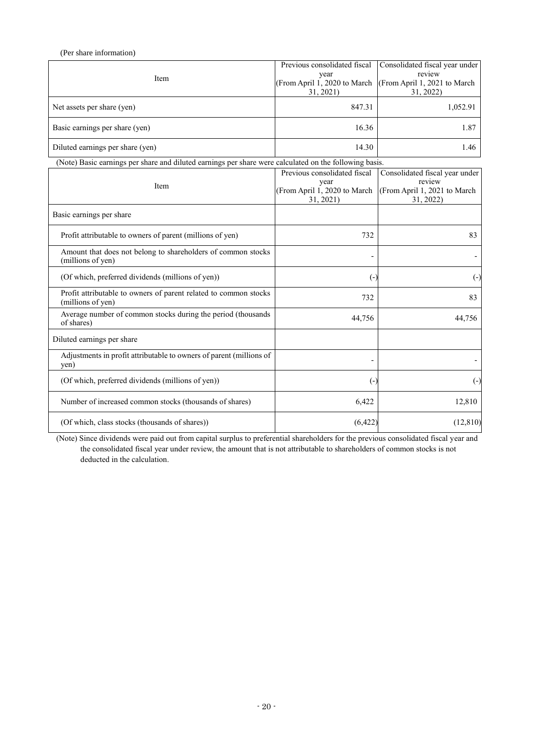(Per share information)

| Item | Previous consolidated fiscal year (From April 1, 2020 to March 31, 2021) | Consolidated fiscal year under review (From April 1, 2021 to March 31, 2022) |
|---|---|---|
| Net assets per share (yen) | 847.31 | 1,052.91 |
| Basic earnings per share (yen) | 16.36 | 1.87 |
| Diluted earnings per share (yen) | 14.30 | 1.46 |

(Note) Basic earnings per share and diluted earnings per share were calculated on the following basis.

| Item | Previous consolidated fiscal year (From April 1, 2020 to March 31, 2021) | Consolidated fiscal year under review (From April 1, 2021 to March 31, 2022) |
|---|---|---|
| Basic earnings per share | | |
| Profit attributable to owners of parent (millions of yen) | 732 | 83 |
| Amount that does not belong to shareholders of common stocks (millions of yen) | - | - |
| (Of which, preferred dividends (millions of yen)) | (-) | (-) |
| Profit attributable to owners of parent related to common stocks (millions of yen) | 732 | 83 |
| Average number of common stocks during the period (thousands of shares) | 44,756 | 44,756 |
| Diluted earnings per share | | |
| Adjustments in profit attributable to owners of parent (millions of yen) | - | - |
| (Of which, preferred dividends (millions of yen)) | (-) | (-) |
| Number of increased common stocks (thousands of shares) | 6,422 | 12,810 |
| (Of which, class stocks (thousands of shares)) | (6,422) | (12,810) |

(Note) Since dividends were paid out from capital surplus to preferential shareholders for the previous consolidated fiscal year and the consolidated fiscal year under review, the amount that is not attributable to shareholders of common stocks is not deducted in the calculation.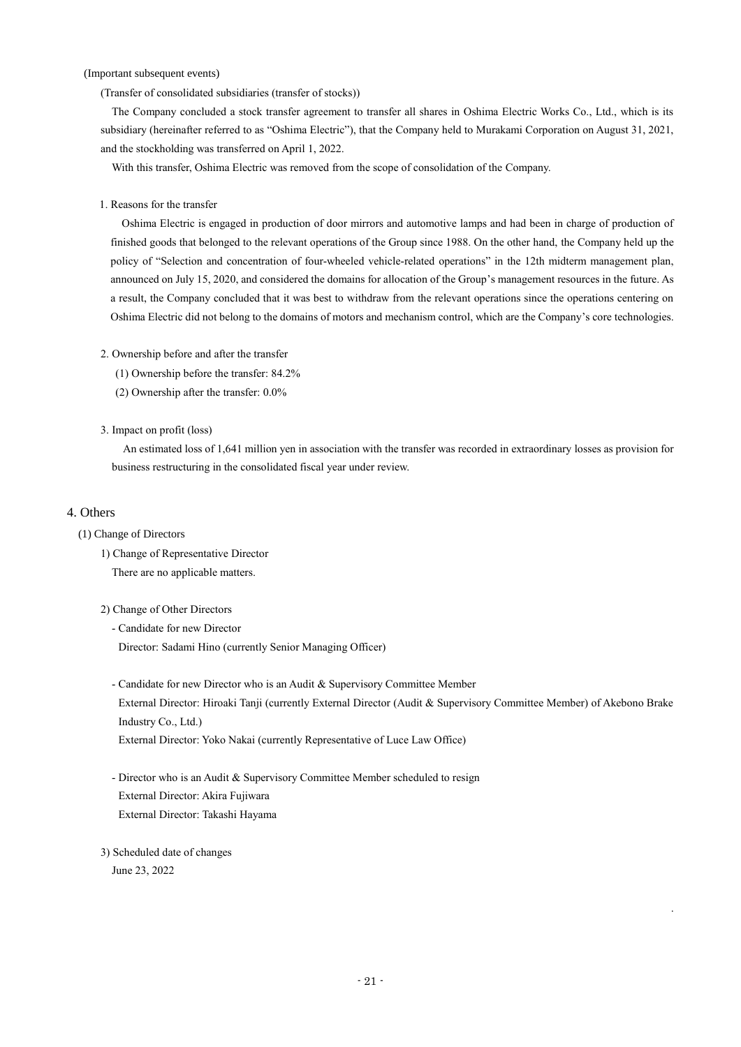(Important subsequent events)

(Transfer of consolidated subsidiaries (transfer of stocks))

The Company concluded a stock transfer agreement to transfer all shares in Oshima Electric Works Co., Ltd., which is its subsidiary (hereinafter referred to as "Oshima Electric"), that the Company held to Murakami Corporation on August 31, 2021, and the stockholding was transferred on April 1, 2022.

With this transfer, Oshima Electric was removed from the scope of consolidation of the Company.

1. Reasons for the transfer

Oshima Electric is engaged in production of door mirrors and automotive lamps and had been in charge of production of finished goods that belonged to the relevant operations of the Group since 1988. On the other hand, the Company held up the policy of "Selection and concentration of four-wheeled vehicle-related operations" in the 12th midterm management plan, announced on July 15, 2020, and considered the domains for allocation of the Group's management resources in the future. As a result, the Company concluded that it was best to withdraw from the relevant operations since the operations centering on Oshima Electric did not belong to the domains of motors and mechanism control, which are the Company's core technologies.

2. Ownership before and after the transfer

(1) Ownership before the transfer: 84.2%

(2) Ownership after the transfer: 0.0%

3. Impact on profit (loss)

An estimated loss of 1,641 million yen in association with the transfer was recorded in extraordinary losses as provision for business restructuring in the consolidated fiscal year under review.

## 4. Others

(1) Change of Directors

1) Change of Representative Director

There are no applicable matters.

2) Change of Other Directors

- Candidate for new Director

  Director: Sadami Hino (currently Senior Managing Officer)

- Candidate for new Director who is an Audit & Supervisory Committee Member

  External Director: Hiroaki Tanji (currently External Director (Audit & Supervisory Committee Member) of Akebono Brake Industry Co., Ltd.)

  External Director: Yoko Nakai (currently Representative of Luce Law Office)

- Director who is an Audit & Supervisory Committee Member scheduled to resign

  External Director: Akira Fujiwara

  External Director: Takashi Hayama

3) Scheduled date of changes

June 23, 2022